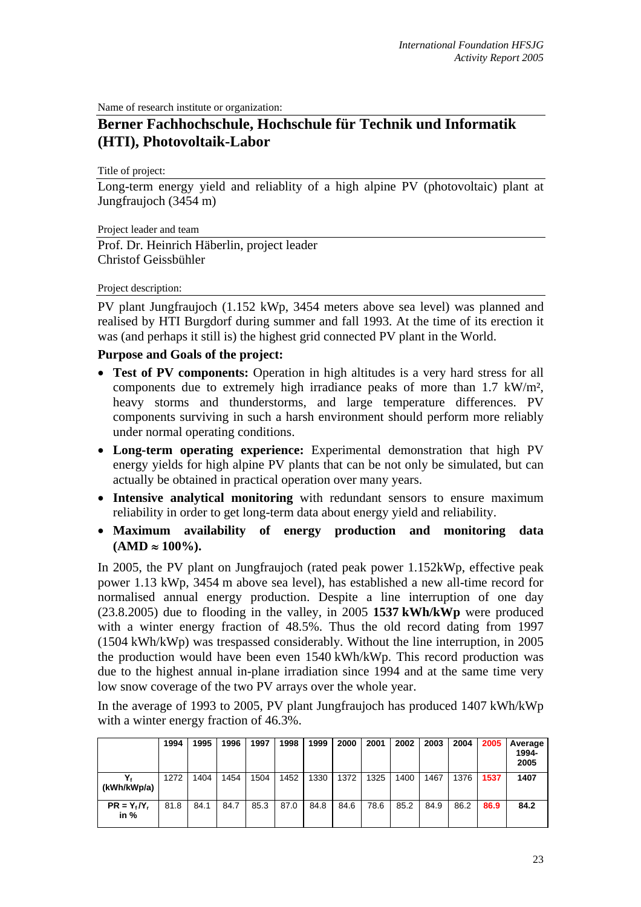Name of research institute or organization:

## Berner Fachhochschule, Hochschule für Technik und Informatik (HTI), Photovoltaik-Labor

Title of project:

Long-term energy yield and reliablity of a high alpine PV (photovoltaic) plant at Jungfraujoch (3454 m)

Project leader and team

Prof. Dr. Heinrich Häberlin, project leader
Christof Geissbühler

Project description:

PV plant Jungfraujoch (1.152 kWp, 3454 meters above sea level) was planned and realised by HTI Burgdorf during summer and fall 1993. At the time of its erection it was (and perhaps it still is) the highest grid connected PV plant in the World.

**Purpose and Goals of the project:**

- **Test of PV components:** Operation in high altitudes is a very hard stress for all components due to extremely high irradiance peaks of more than 1.7 kW/m², heavy storms and thunderstorms, and large temperature differences. PV components surviving in such a harsh environment should perform more reliably under normal operating conditions.
- **Long-term operating experience:** Experimental demonstration that high PV energy yields for high alpine PV plants that can be not only be simulated, but can actually be obtained in practical operation over many years.
- **Intensive analytical monitoring** with redundant sensors to ensure maximum reliability in order to get long-term data about energy yield and reliability.
- **Maximum availability of energy production and monitoring data (AMD ≈ 100%).**

In 2005, the PV plant on Jungfraujoch (rated peak power 1.152kWp, effective peak power 1.13 kWp, 3454 m above sea level), has established a new all-time record for normalised annual energy production. Despite a line interruption of one day (23.8.2005) due to flooding in the valley, in 2005 **1537 kWh/kWp** were produced with a winter energy fraction of 48.5%. Thus the old record dating from 1997 (1504 kWh/kWp) was trespassed considerably. Without the line interruption, in 2005 the production would have been even 1540 kWh/kWp. This record production was due to the highest annual in-plane irradiation since 1994 and at the same time very low snow coverage of the two PV arrays over the whole year.

In the average of 1993 to 2005, PV plant Jungfraujoch has produced 1407 kWh/kWp with a winter energy fraction of 46.3%.

| | 1994 | 1995 | 1996 | 1997 | 1998 | 1999 | 2000 | 2001 | 2002 | 2003 | 2004 | 2005 | Average 1994-2005 |
|---|---|---|---|---|---|---|---|---|---|---|---|---|---|
| $Y_f$ (kWh/kWp/a) | 1272 | 1404 | 1454 | 1504 | 1452 | 1330 | 1372 | 1325 | 1400 | 1467 | 1376 | **1537** | **1407** |
| $PR = Y_f/Y_r$ in % | 81.8 | 84.1 | 84.7 | 85.3 | 87.0 | 84.8 | 84.6 | 78.6 | 85.2 | 84.9 | 86.2 | **86.9** | **84.2** |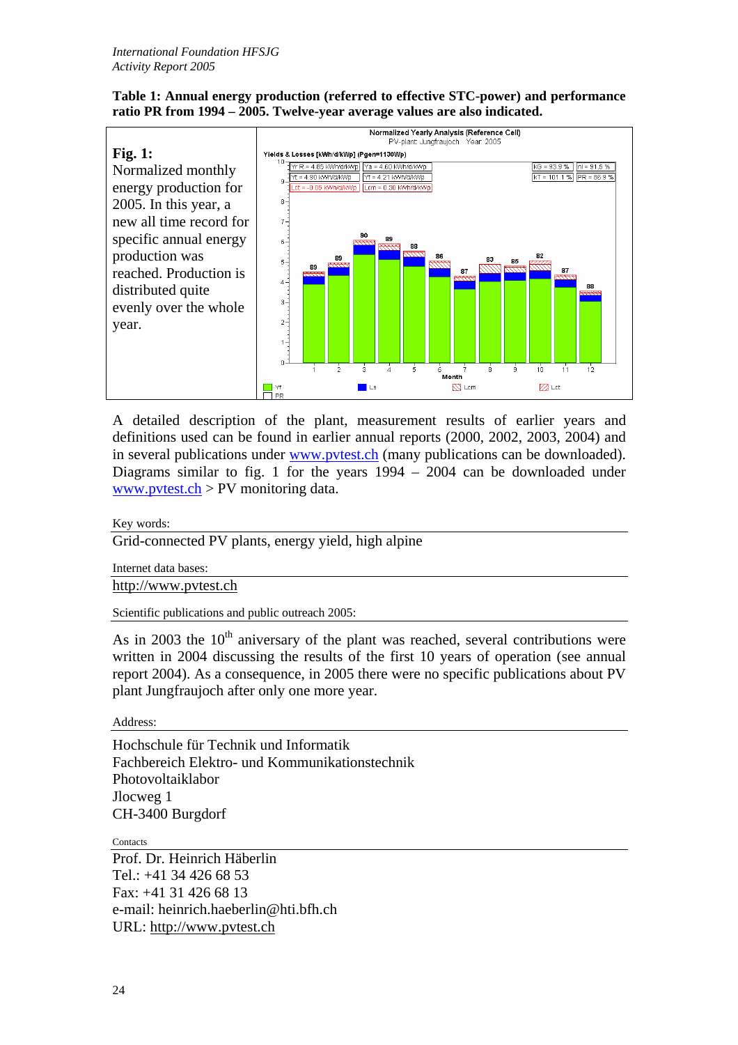**Table 1: Annual energy production (referred to effective STC-power) and performance ratio PR from 1994 – 2005. Twelve-year average values are also indicated.**

**Fig. 1:**
Normalized monthly energy production for 2005. In this year, a new all time record for specific annual energy production was reached. Production is distributed quite evenly over the whole year.

Normalized Yearly Analysis (Reference Cell)
PV-plant: Jungfraujoch Year: 2005

Yields & Losses [kWh/d/kWp] (Pgen=1130Wp)

Yr R = 4.65 kWh/d/kWp
Ya = 4.60 kWh/d/kWp
Yf = 4.90 kWh/d/kWp
Yf = 4.21 kWh/d/kWp
Lct = -0.05 kWh/d/kWp
Lcm = 0.30 kWh/d/kWp
kG = 93.9 %
nI = 91.5 %
kT = 101.1 %
PR = 86.9 %

89 89 90 89 88 86 87 83 85 82 87 88

Month

Yf Ls Lcm Lct PR

A detailed description of the plant, measurement results of earlier years and definitions used can be found in earlier annual reports (2000, 2002, 2003, 2004) and in several publications under www.pvtest.ch (many publications can be downloaded). Diagrams similar to fig. 1 for the years 1994 – 2004 can be downloaded under www.pvtest.ch > PV monitoring data.

Key words:

Grid-connected PV plants, energy yield, high alpine

Internet data bases:

http://www.pvtest.ch

Scientific publications and public outreach 2005:

As in 2003 the 10th aniversary of the plant was reached, several contributions were written in 2004 discussing the results of the first 10 years of operation (see annual report 2004). As a consequence, in 2005 there were no specific publications about PV plant Jungfraujoch after only one more year.

Address:

Hochschule für Technik und Informatik
Fachbereich Elektro- und Kommunikationstechnik
Photovoltaiklabor
Jlcoweg 1
CH-3400 Burgdorf

Contacts

Prof. Dr. Heinrich Häberlin
Tel.: +41 34 426 68 53
Fax: +41 31 426 68 13
e-mail: heinrich.haeberlin@hti.bfh.ch
URL: http://www.pvtest.ch